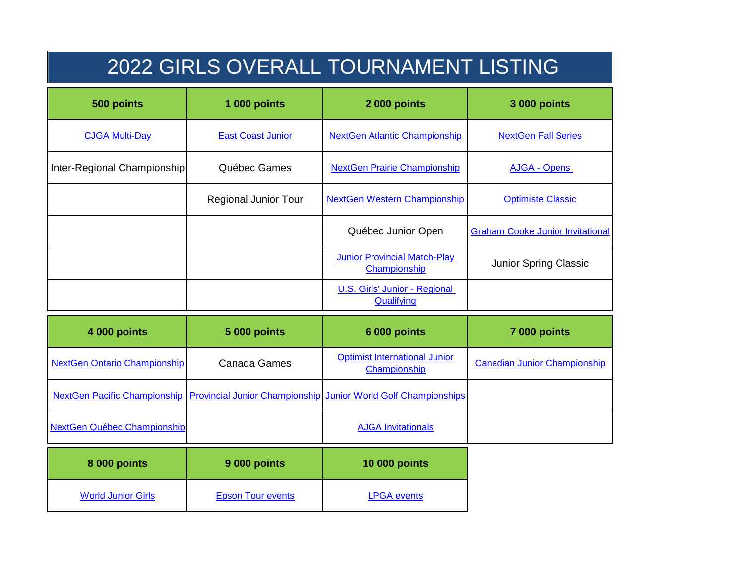# 2022 GIRLS OVERALL TOURNAMENT LISTING

| 500 points | 1 000 points | 2 000 points | 3 000 points |
|---|---|---|---|
| CJGA Multi-Day | East Coast Junior | NextGen Atlantic Championship | NextGen Fall Series |
| Inter-Regional Championship | Québec Games | NextGen Prairie Championship | AJGA - Opens |
| | Regional Junior Tour | NextGen Western Championship | Optimiste Classic |
| | | Québec Junior Open | Graham Cooke Junior Invitational |
| | | Junior Provincial Match-Play Championship | Junior Spring Classic |
| | | U.S. Girls' Junior - Regional Qualifying | |

| 4 000 points | 5 000 points | 6 000 points | 7 000 points |
|---|---|---|---|
| NextGen Ontario Championship | Canada Games | Optimist International Junior Championship | Canadian Junior Championship |
| NextGen Pacific Championship | Provincial Junior Championship | Junior World Golf Championships | |
| NextGen Québec Championship | | AJGA Invitationals | |

| 8 000 points | 9 000 points | 10 000 points |
|---|---|---|
| World Junior Girls | Epson Tour events | LPGA events |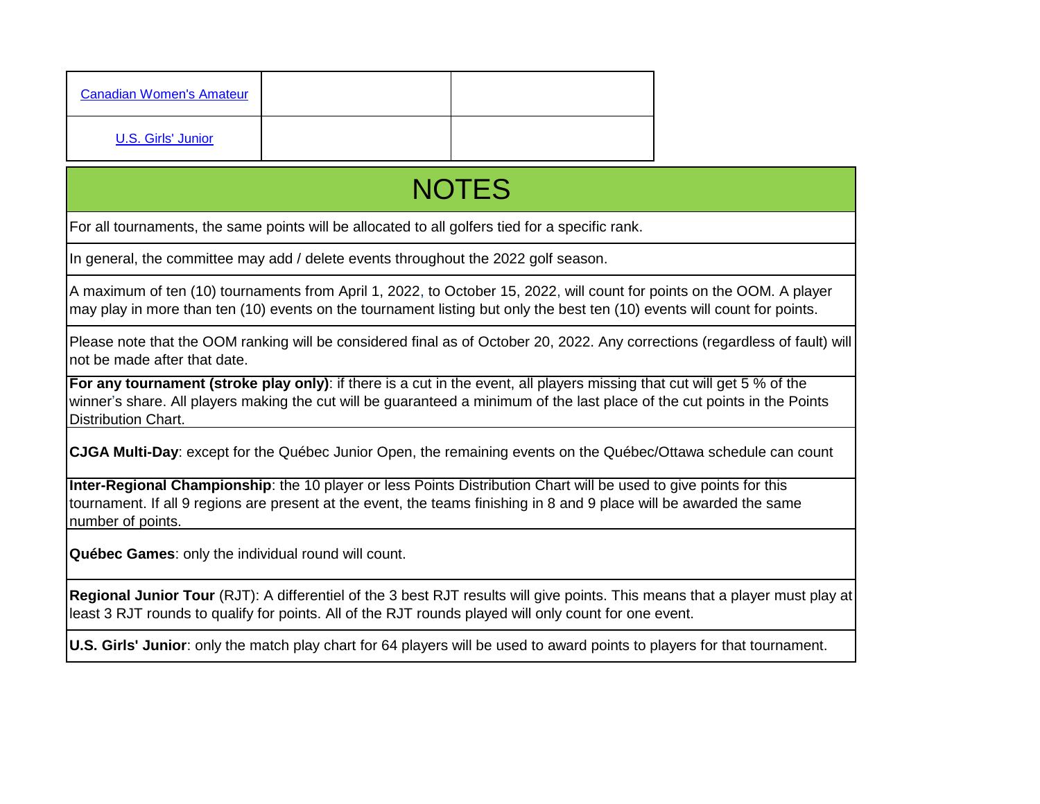| | | |
|---|---|---|
| Canadian Women's Amateur | | |
| U.S. Girls' Junior | | |

# NOTES

For all tournaments, the same points will be allocated to all golfers tied for a specific rank.

In general, the committee may add / delete events throughout the 2022 golf season.

A maximum of ten (10) tournaments from April 1, 2022, to October 15, 2022, will count for points on the OOM. A player may play in more than ten (10) events on the tournament listing but only the best ten (10) events will count for points.

Please note that the OOM ranking will be considered final as of October 20, 2022. Any corrections (regardless of fault) will not be made after that date.

**For any tournament (stroke play only)**: if there is a cut in the event, all players missing that cut will get 5 % of the winner's share. All players making the cut will be guaranteed a minimum of the last place of the cut points in the Points Distribution Chart.

**CJGA Multi-Day**: except for the Québec Junior Open, the remaining events on the Québec/Ottawa schedule can count

**Inter-Regional Championship**: the 10 player or less Points Distribution Chart will be used to give points for this tournament. If all 9 regions are present at the event, the teams finishing in 8 and 9 place will be awarded the same number of points.

**Québec Games**: only the individual round will count.

**Regional Junior Tour** (RJT): A differentiel of the 3 best RJT results will give points. This means that a player must play at least 3 RJT rounds to qualify for points. All of the RJT rounds played will only count for one event.

**U.S. Girls' Junior**: only the match play chart for 64 players will be used to award points to players for that tournament.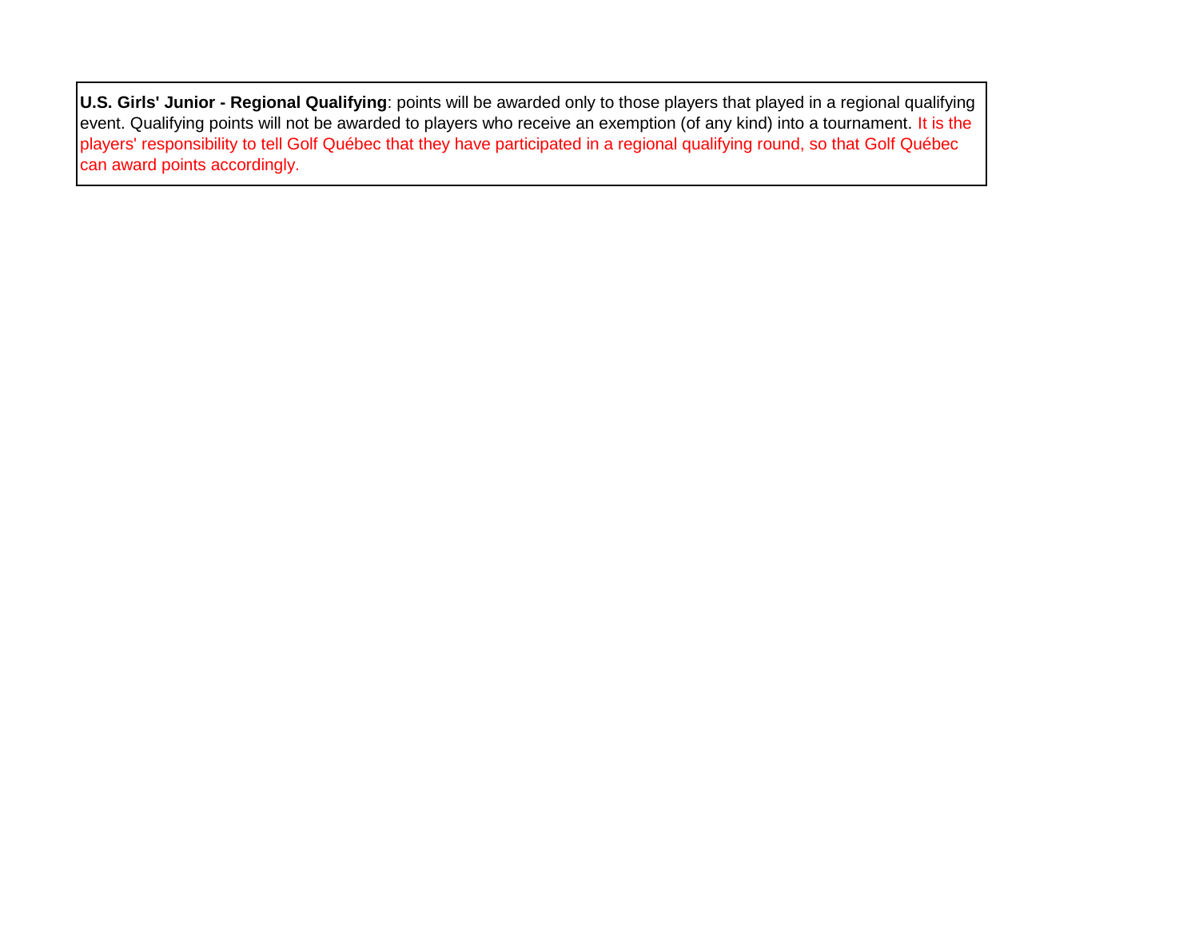**U.S. Girls' Junior - Regional Qualifying**: points will be awarded only to those players that played in a regional qualifying event. Qualifying points will not be awarded to players who receive an exemption (of any kind) into a tournament. It is the players' responsibility to tell Golf Québec that they have participated in a regional qualifying round, so that Golf Québec can award points accordingly.